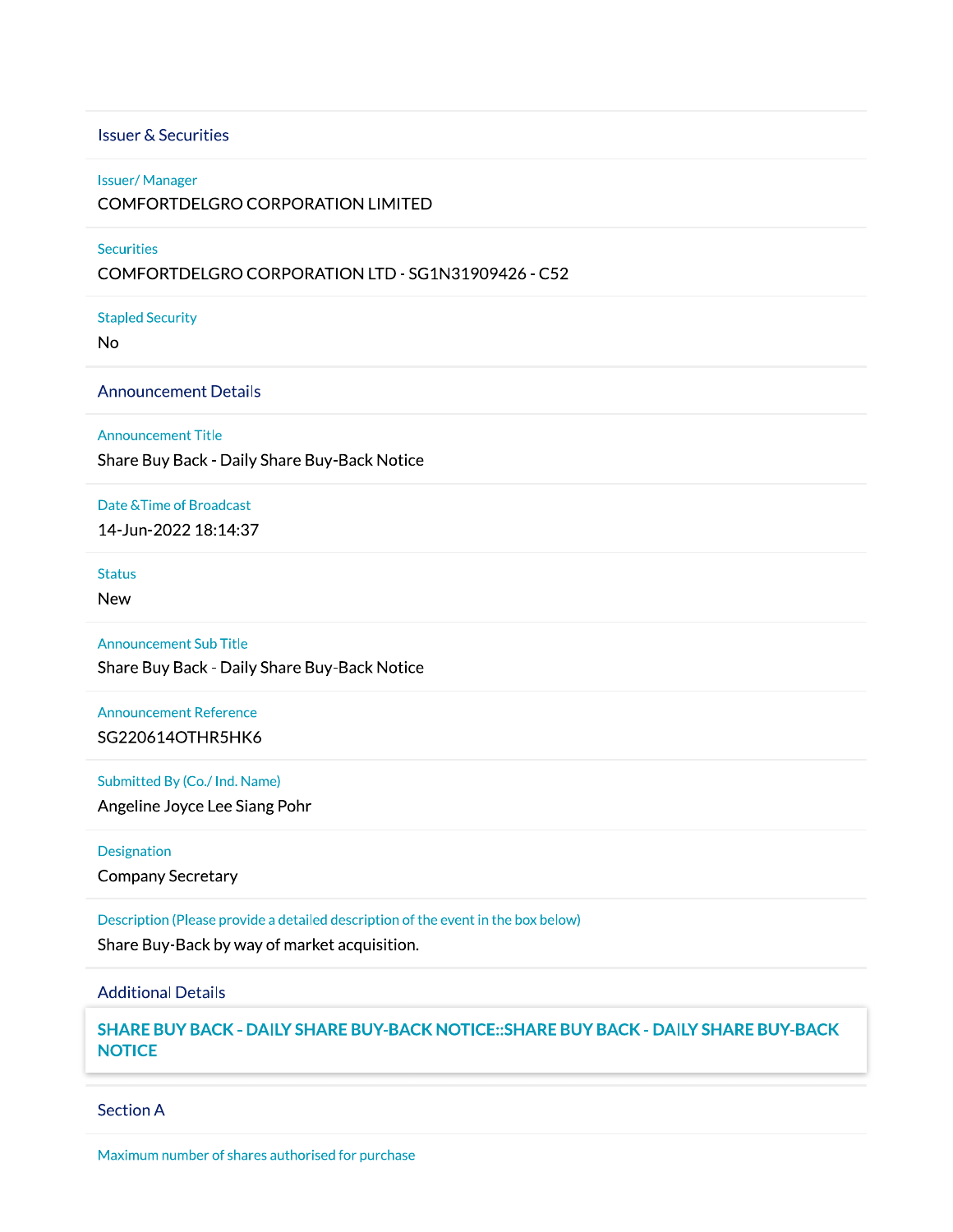## Issuer & Securities

**Issuer/ Manager**
COMFORTDELGRO CORPORATION LIMITED

**Securities**
COMFORTDELGRO CORPORATION LTD - SG1N31909426 - C52

**Stapled Security**
No

## Announcement Details

**Announcement Title**
Share Buy Back - Daily Share Buy-Back Notice

**Date &Time of Broadcast**
14-Jun-2022 18:14:37

**Status**
New

**Announcement Sub Title**
Share Buy Back - Daily Share Buy-Back Notice

**Announcement Reference**
SG220614OTHR5HK6

**Submitted By (Co./ Ind. Name)**
Angeline Joyce Lee Siang Pohr

**Designation**
Company Secretary

**Description (Please provide a detailed description of the event in the box below)**
Share Buy-Back by way of market acquisition.

## Additional Details

**SHARE BUY BACK - DAILY SHARE BUY-BACK NOTICE::SHARE BUY BACK - DAILY SHARE BUY-BACK NOTICE**

## Section A

**Maximum number of shares authorised for purchase**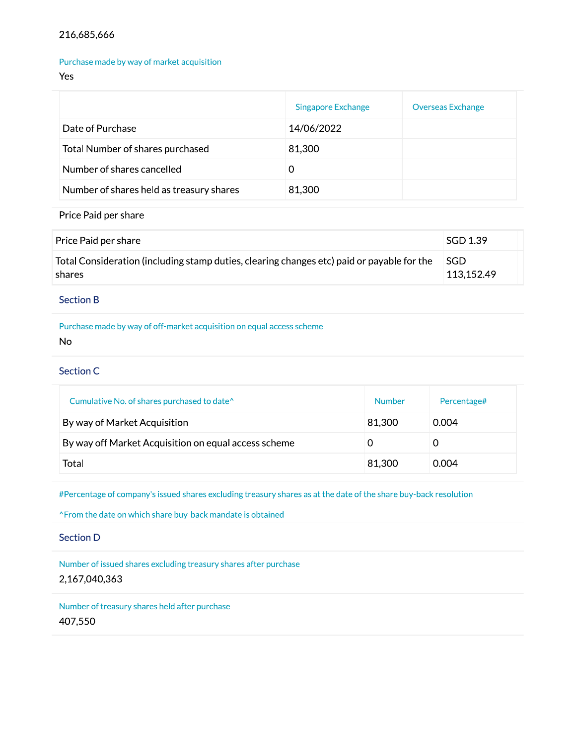216,685,666

Purchase made by way of market acquisition

Yes

| | Singapore Exchange | Overseas Exchange |
|---|---|---|
| Date of Purchase | 14/06/2022 | |
| Total Number of shares purchased | 81,300 | |
| Number of shares cancelled | 0 | |
| Number of shares held as treasury shares | 81,300 | |

Price Paid per share

| | |
|---|---|
| Price Paid per share | SGD 1.39 |
| Total Consideration (including stamp duties, clearing changes etc) paid or payable for the shares | SGD 113,152.49 |

## Section B

Purchase made by way of off-market acquisition on equal access scheme

No

## Section C

| Cumulative No. of shares purchased to date^ | Number | Percentage# |
|---|---|---|
| By way of Market Acquisition | 81,300 | 0.004 |
| By way off Market Acquisition on equal access scheme | 0 | 0 |
| Total | 81,300 | 0.004 |

#Percentage of company's issued shares excluding treasury shares as at the date of the share buy-back resolution

^From the date on which share buy-back mandate is obtained

## Section D

Number of issued shares excluding treasury shares after purchase

2,167,040,363

Number of treasury shares held after purchase

407,550